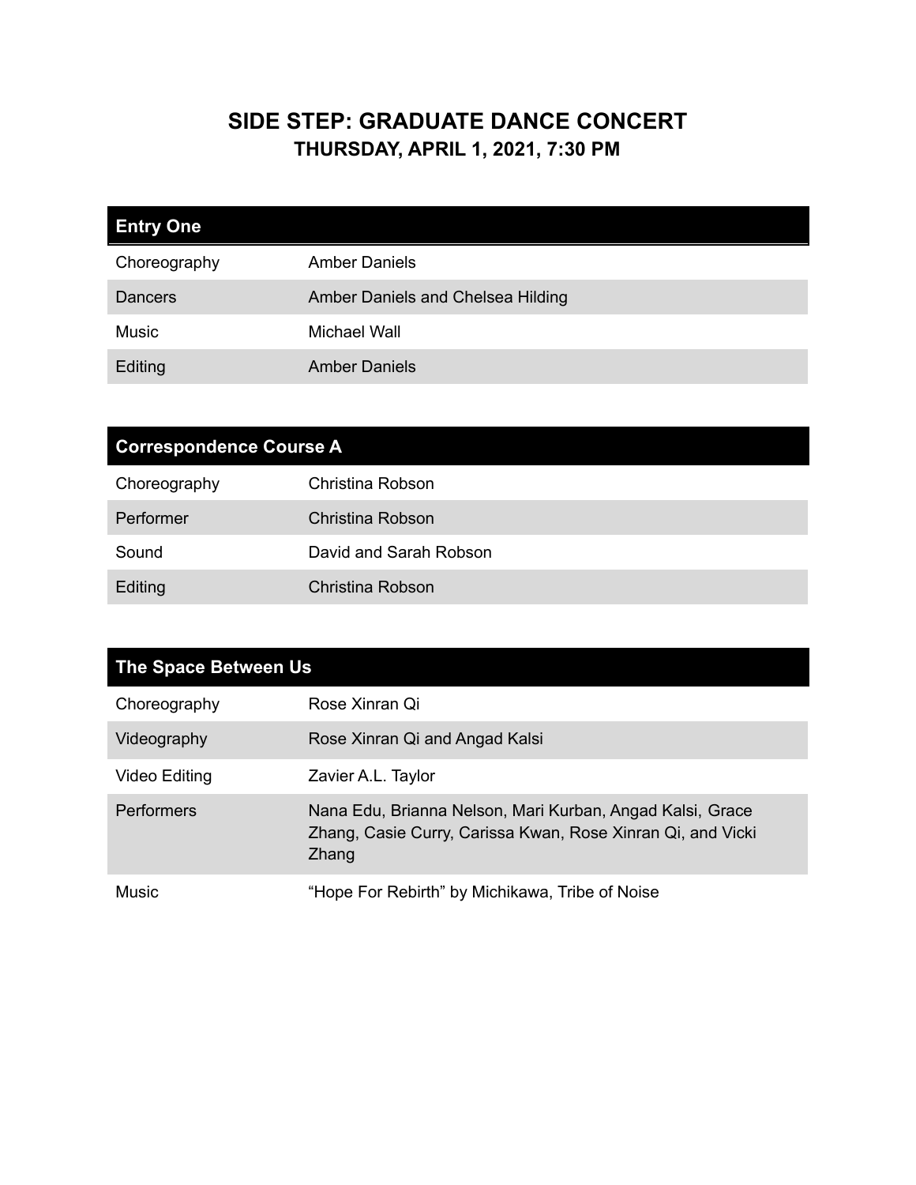# SIDE STEP: GRADUATE DANCE CONCERT

## THURSDAY, APRIL 1, 2021, 7:30 PM

| Entry One | |
|---|---|
| Choreography | Amber Daniels |
| Dancers | Amber Daniels and Chelsea Hilding |
| Music | Michael Wall |
| Editing | Amber Daniels |

| Correspondence Course A | |
|---|---|
| Choreography | Christina Robson |
| Performer | Christina Robson |
| Sound | David and Sarah Robson |
| Editing | Christina Robson |

| The Space Between Us | |
|---|---|
| Choreography | Rose Xinran Qi |
| Videography | Rose Xinran Qi and Angad Kalsi |
| Video Editing | Zavier A.L. Taylor |
| Performers | Nana Edu, Brianna Nelson, Mari Kurban, Angad Kalsi, Grace Zhang, Casie Curry, Carissa Kwan, Rose Xinran Qi, and Vicki Zhang |
| Music | "Hope For Rebirth" by Michikawa, Tribe of Noise |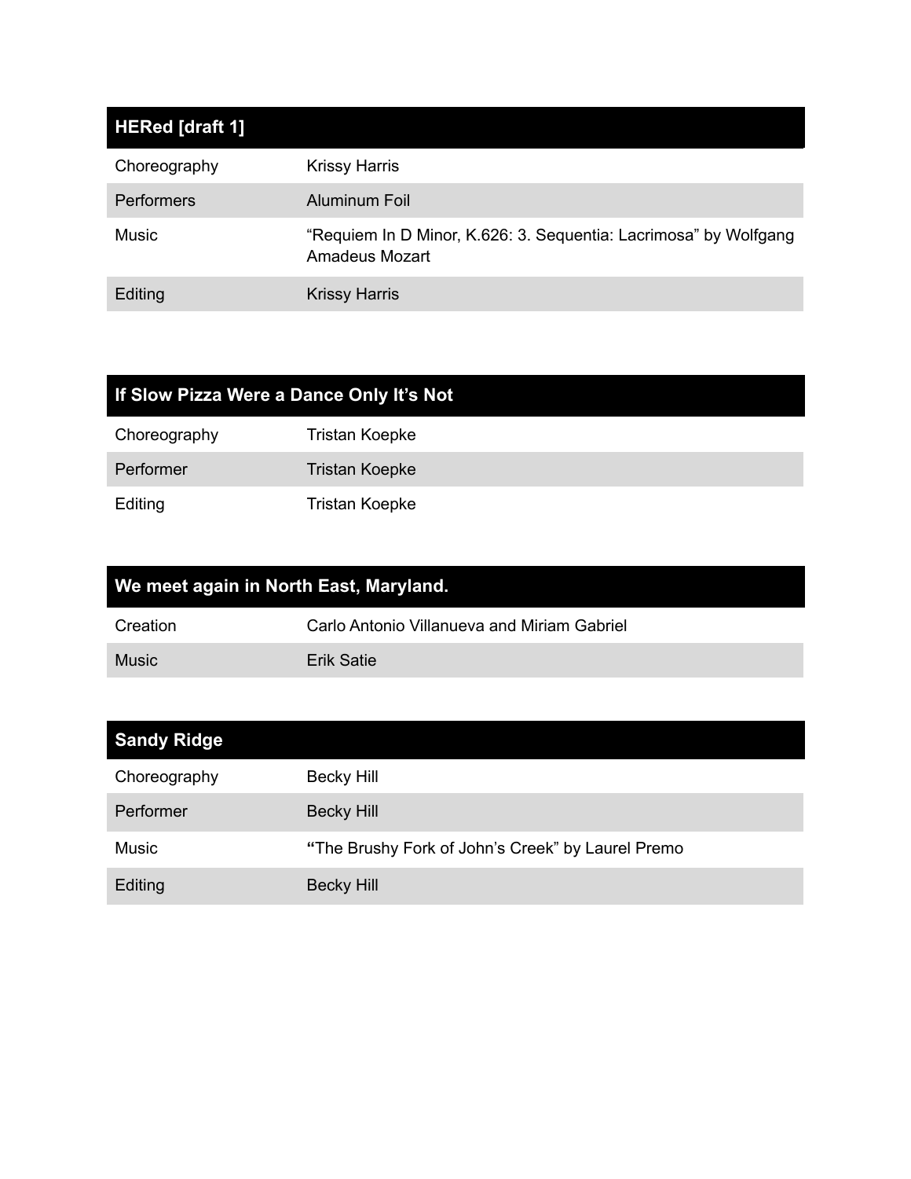| HERed [draft 1] | |
|---|---|
| Choreography | Krissy Harris |
| Performers | Aluminum Foil |
| Music | “Requiem In D Minor, K.626: 3. Sequentia: Lacrimosa” by Wolfgang Amadeus Mozart |
| Editing | Krissy Harris |

| If Slow Pizza Were a Dance Only It’s Not | |
|---|---|
| Choreography | Tristan Koepke |
| Performer | Tristan Koepke |
| Editing | Tristan Koepke |

| We meet again in North East, Maryland. | |
|---|---|
| Creation | Carlo Antonio Villanueva and Miriam Gabriel |
| Music | Erik Satie |

| Sandy Ridge | |
|---|---|
| Choreography | Becky Hill |
| Performer | Becky Hill |
| Music | **“**The Brushy Fork of John’s Creek” by Laurel Premo |
| Editing | Becky Hill |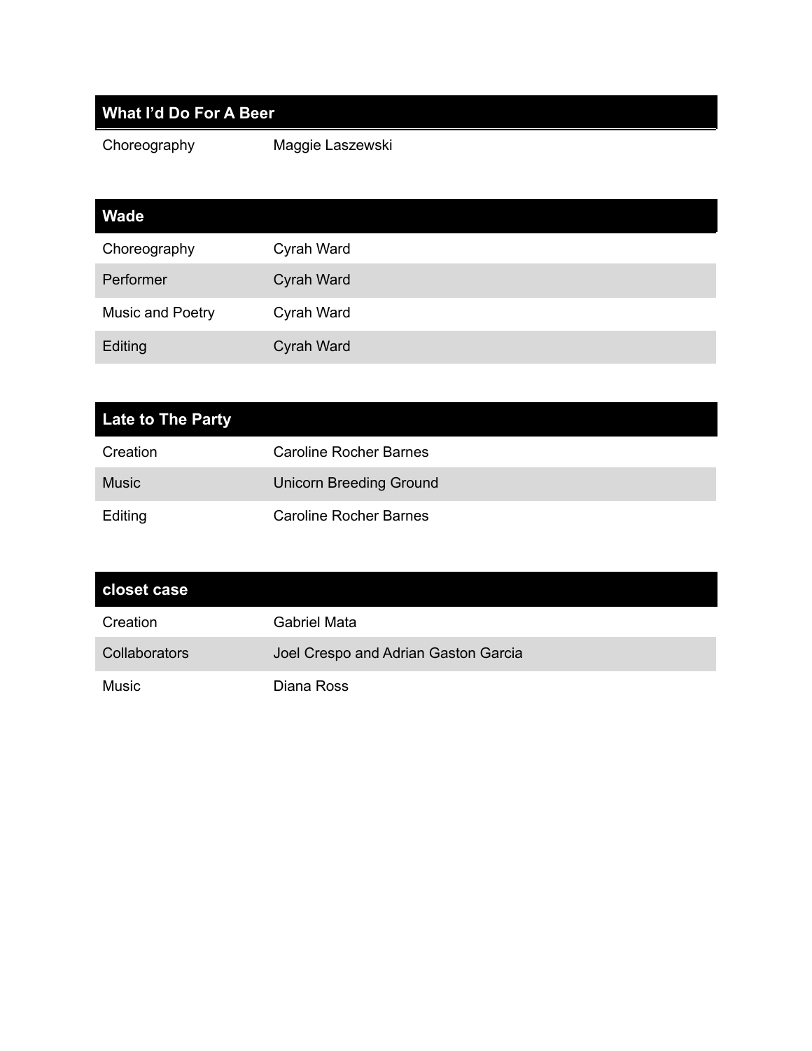| What I'd Do For A Beer | |
|---|---|
| Choreography | Maggie Laszewski |

| Wade | |
|---|---|
| Choreography | Cyrah Ward |
| Performer | Cyrah Ward |
| Music and Poetry | Cyrah Ward |
| Editing | Cyrah Ward |

| Late to The Party | |
|---|---|
| Creation | Caroline Rocher Barnes |
| Music | Unicorn Breeding Ground |
| Editing | Caroline Rocher Barnes |

| closet case | |
|---|---|
| Creation | Gabriel Mata |
| Collaborators | Joel Crespo and Adrian Gaston Garcia |
| Music | Diana Ross |